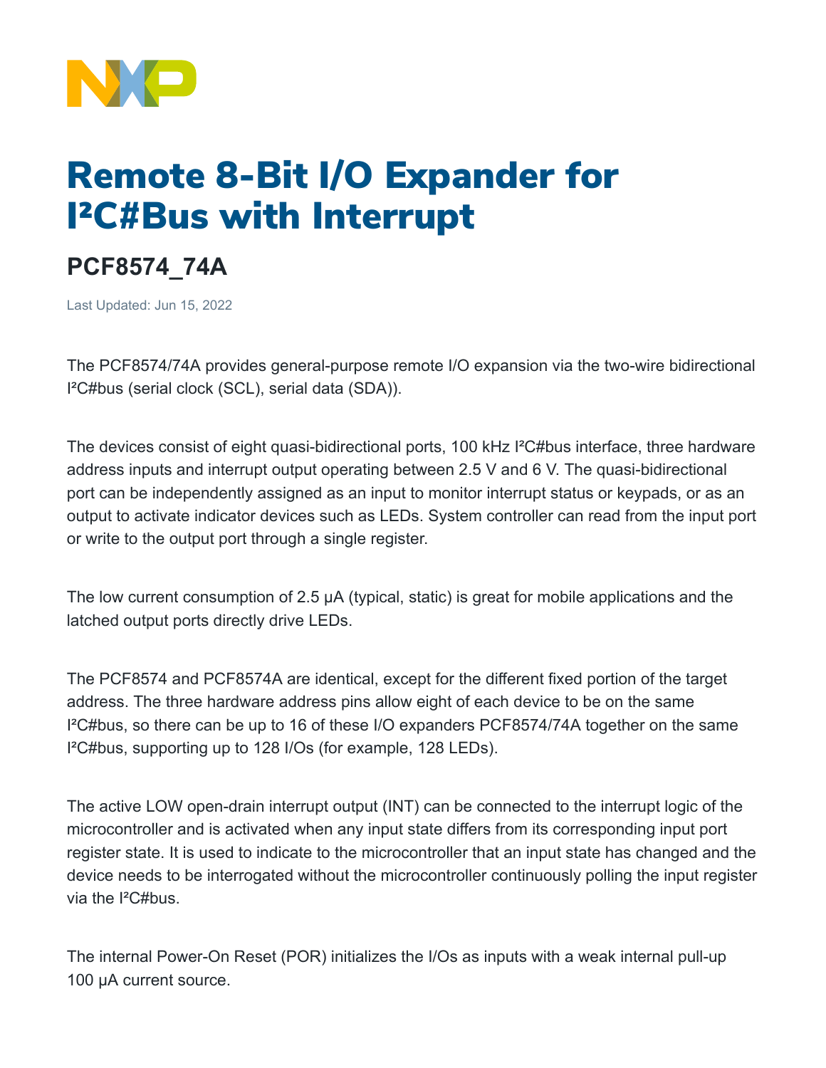# Remote 8-Bit I/O Expander for I²C#Bus with Interrupt

## PCF8574_74A

Last Updated: Jun 15, 2022

The PCF8574/74A provides general-purpose remote I/O expansion via the two-wire bidirectional I²C#bus (serial clock (SCL), serial data (SDA)).

The devices consist of eight quasi-bidirectional ports, 100 kHz I²C#bus interface, three hardware address inputs and interrupt output operating between 2.5 V and 6 V. The quasi-bidirectional port can be independently assigned as an input to monitor interrupt status or keypads, or as an output to activate indicator devices such as LEDs. System controller can read from the input port or write to the output port through a single register.

The low current consumption of 2.5 µA (typical, static) is great for mobile applications and the latched output ports directly drive LEDs.

The PCF8574 and PCF8574A are identical, except for the different fixed portion of the target address. The three hardware address pins allow eight of each device to be on the same I²C#bus, so there can be up to 16 of these I/O expanders PCF8574/74A together on the same I²C#bus, supporting up to 128 I/Os (for example, 128 LEDs).

The active LOW open-drain interrupt output (INT) can be connected to the interrupt logic of the microcontroller and is activated when any input state differs from its corresponding input port register state. It is used to indicate to the microcontroller that an input state has changed and the device needs to be interrogated without the microcontroller continuously polling the input register via the I²C#bus.

The internal Power-On Reset (POR) initializes the I/Os as inputs with a weak internal pull-up 100 µA current source.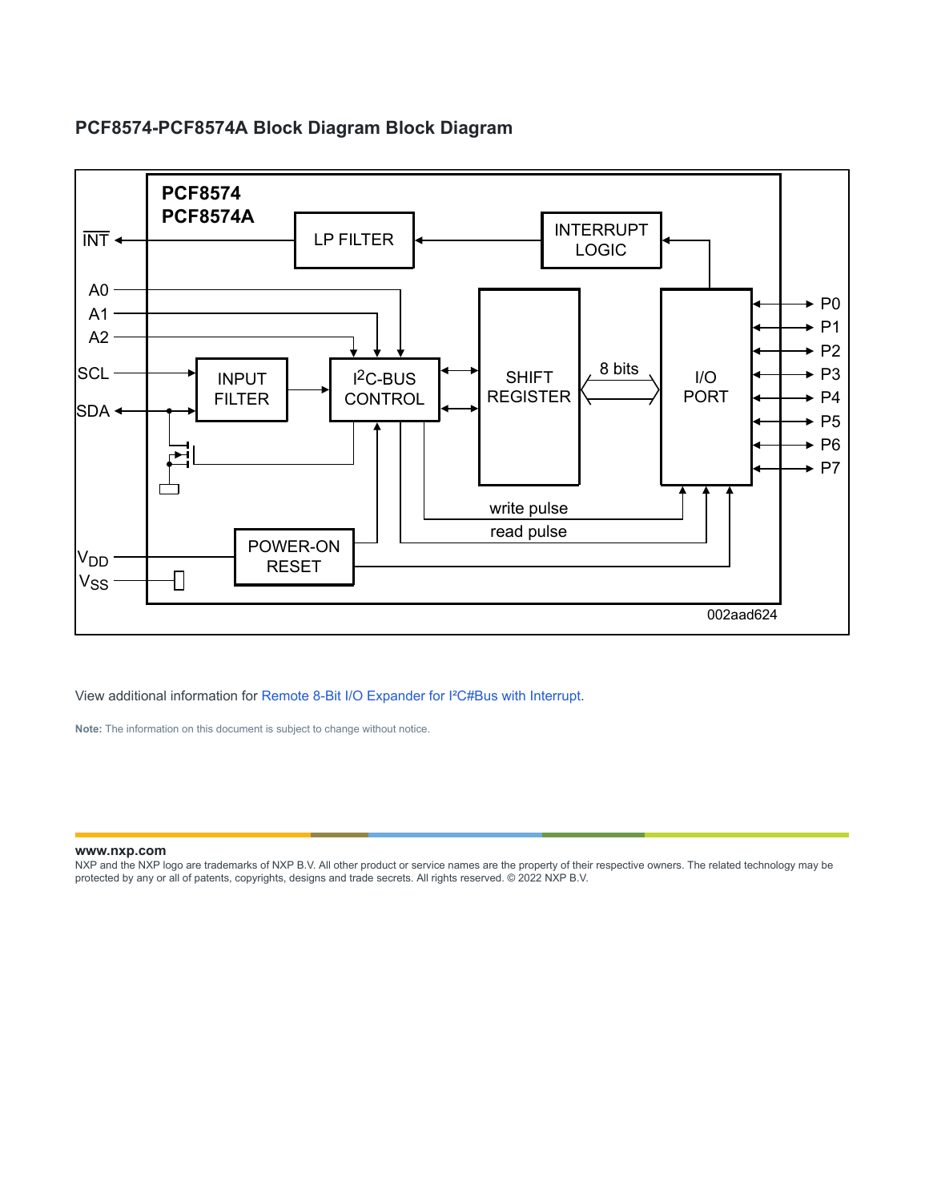## PCF8574-PCF8574A Block Diagram Block Diagram

PCF8574
PCF8574A

INT
LP FILTER
INTERRUPT LOGIC
A0
A1
A2
SCL
SDA
INPUT FILTER
I²C-BUS CONTROL
SHIFT REGISTER
8 bits
I/O PORT
P0
P1
P2
P3
P4
P5
P6
P7
write pulse
read pulse
POWER-ON RESET
$V_{DD}$
$V_{SS}$
002aad624

View additional information for Remote 8-Bit I/O Expander for I²C#Bus with Interrupt.

**Note:** The information on this document is subject to change without notice.

**www.nxp.com**
NXP and the NXP logo are trademarks of NXP B.V. All other product or service names are the property of their respective owners. The related technology may be protected by any or all of patents, copyrights, designs and trade secrets. All rights reserved. © 2022 NXP B.V.